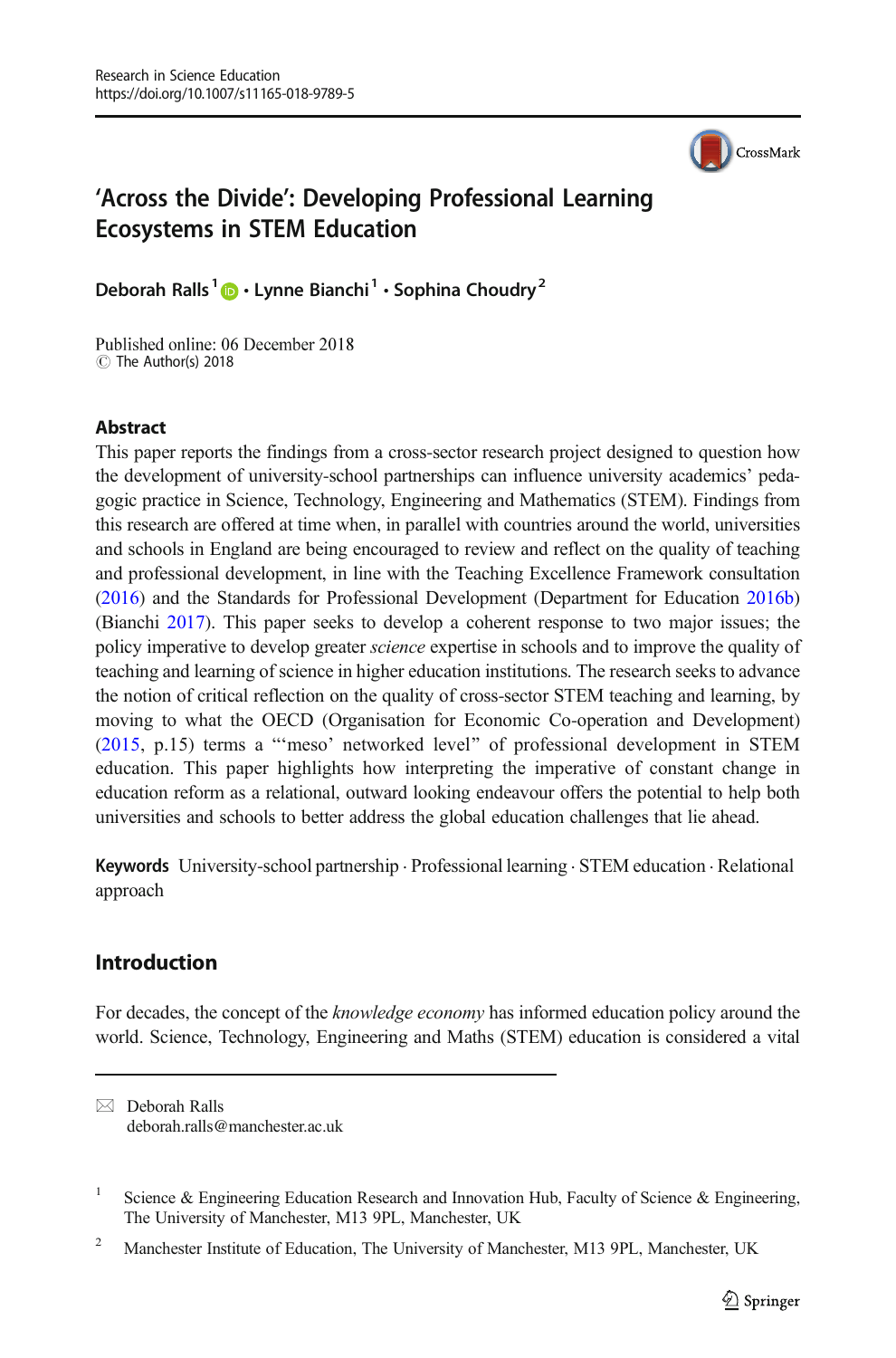Research in Science Education
https://doi.org/10.1007/s11165-018-9789-5

# 'Across the Divide': Developing Professional Learning Ecosystems in STEM Education

**Deborah Ralls**[1] **· Lynne Bianchi**[1] **· Sophina Choudry**[2]

Published online: 06 December 2018
© The Author(s) 2018

## Abstract

This paper reports the findings from a cross-sector research project designed to question how the development of university-school partnerships can influence university academics' pedagogic practice in Science, Technology, Engineering and Mathematics (STEM). Findings from this research are offered at time when, in parallel with countries around the world, universities and schools in England are being encouraged to review and reflect on the quality of teaching and professional development, in line with the Teaching Excellence Framework consultation (2016) and the Standards for Professional Development (Department for Education 2016b) (Bianchi 2017). This paper seeks to develop a coherent response to two major issues; the policy imperative to develop greater *science* expertise in schools and to improve the quality of teaching and learning of science in higher education institutions. The research seeks to advance the notion of critical reflection on the quality of cross-sector STEM teaching and learning, by moving to what the OECD (Organisation for Economic Co-operation and Development) (2015, p.15) terms a "'meso' networked level" of professional development in STEM education. This paper highlights how interpreting the imperative of constant change in education reform as a relational, outward looking endeavour offers the potential to help both universities and schools to better address the global education challenges that lie ahead.

**Keywords** University-school partnership · Professional learning · STEM education · Relational approach

## Introduction

For decades, the concept of the *knowledge economy* has informed education policy around the world. Science, Technology, Engineering and Maths (STEM) education is considered a vital

---

✉ Deborah Ralls
deborah.ralls@manchester.ac.uk

[1] Science & Engineering Education Research and Innovation Hub, Faculty of Science & Engineering, The University of Manchester, M13 9PL, Manchester, UK

[2] Manchester Institute of Education, The University of Manchester, M13 9PL, Manchester, UK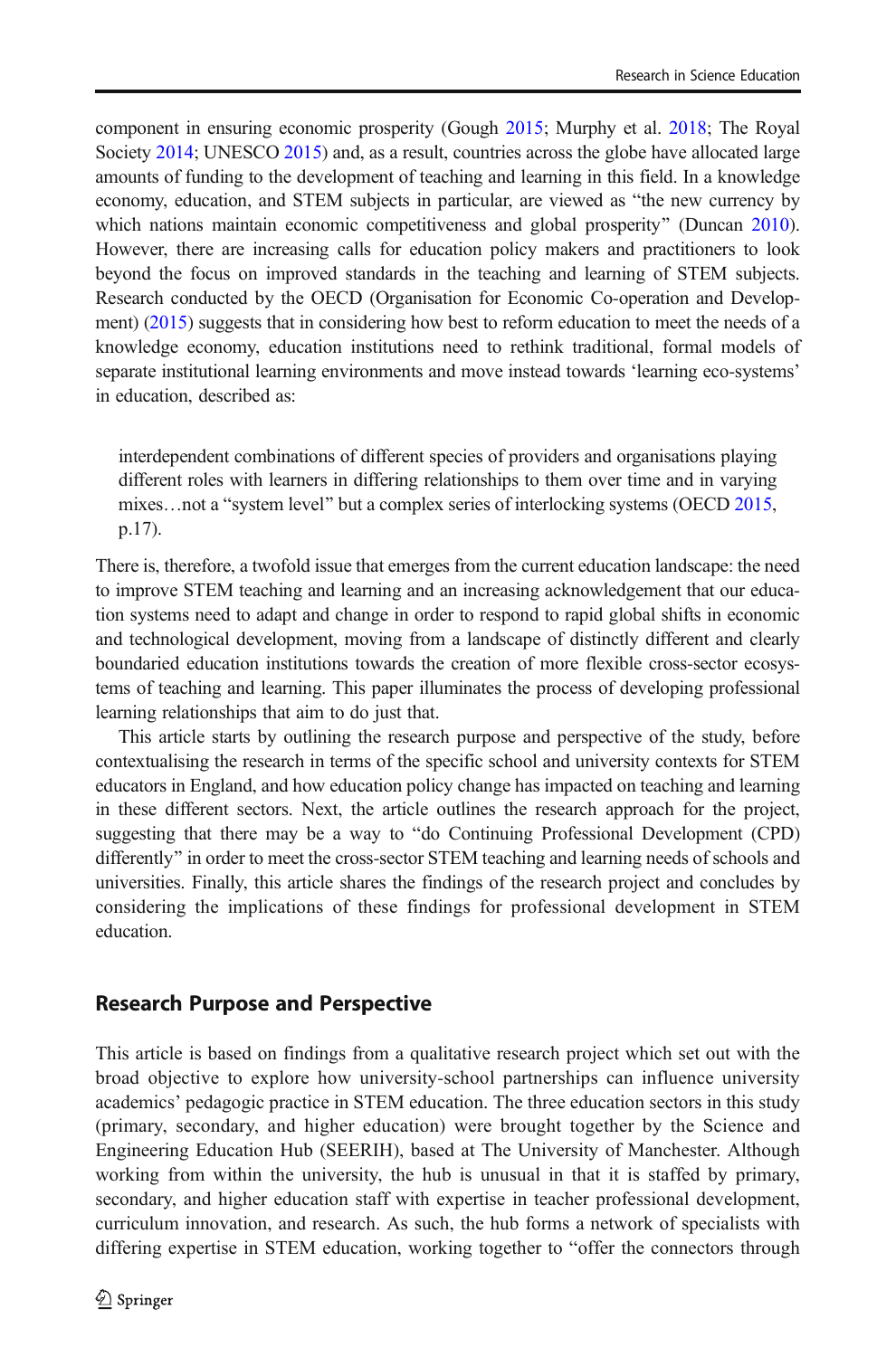component in ensuring economic prosperity (Gough 2015; Murphy et al. 2018; The Royal Society 2014; UNESCO 2015) and, as a result, countries across the globe have allocated large amounts of funding to the development of teaching and learning in this field. In a knowledge economy, education, and STEM subjects in particular, are viewed as "the new currency by which nations maintain economic competitiveness and global prosperity" (Duncan 2010). However, there are increasing calls for education policy makers and practitioners to look beyond the focus on improved standards in the teaching and learning of STEM subjects. Research conducted by the OECD (Organisation for Economic Co-operation and Development) (2015) suggests that in considering how best to reform education to meet the needs of a knowledge economy, education institutions need to rethink traditional, formal models of separate institutional learning environments and move instead towards 'learning eco-systems' in education, described as:

> interdependent combinations of different species of providers and organisations playing different roles with learners in differing relationships to them over time and in varying mixes…not a "system level" but a complex series of interlocking systems (OECD 2015, p.17).

There is, therefore, a twofold issue that emerges from the current education landscape: the need to improve STEM teaching and learning and an increasing acknowledgement that our education systems need to adapt and change in order to respond to rapid global shifts in economic and technological development, moving from a landscape of distinctly different and clearly boundaried education institutions towards the creation of more flexible cross-sector ecosystems of teaching and learning. This paper illuminates the process of developing professional learning relationships that aim to do just that.

This article starts by outlining the research purpose and perspective of the study, before contextualising the research in terms of the specific school and university contexts for STEM educators in England, and how education policy change has impacted on teaching and learning in these different sectors. Next, the article outlines the research approach for the project, suggesting that there may be a way to "do Continuing Professional Development (CPD) differently" in order to meet the cross-sector STEM teaching and learning needs of schools and universities. Finally, this article shares the findings of the research project and concludes by considering the implications of these findings for professional development in STEM education.

## Research Purpose and Perspective

This article is based on findings from a qualitative research project which set out with the broad objective to explore how university-school partnerships can influence university academics' pedagogic practice in STEM education. The three education sectors in this study (primary, secondary, and higher education) were brought together by the Science and Engineering Education Hub (SEERIH), based at The University of Manchester. Although working from within the university, the hub is unusual in that it is staffed by primary, secondary, and higher education staff with expertise in teacher professional development, curriculum innovation, and research. As such, the hub forms a network of specialists with differing expertise in STEM education, working together to "offer the connectors through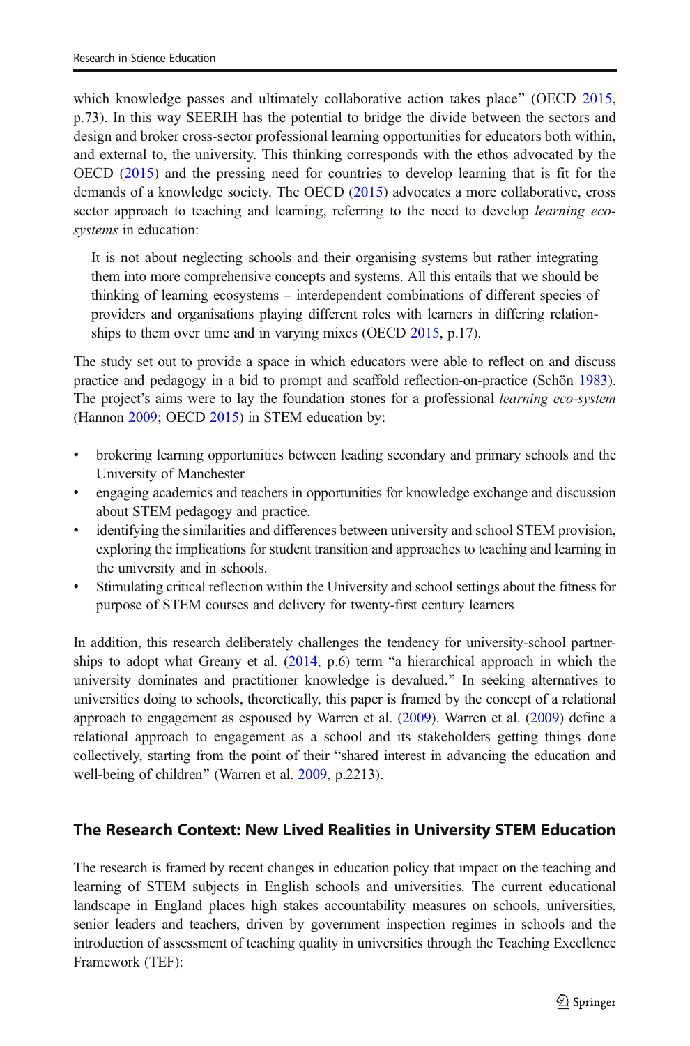which knowledge passes and ultimately collaborative action takes place" (OECD 2015, p.73). In this way SEERIH has the potential to bridge the divide between the sectors and design and broker cross-sector professional learning opportunities for educators both within, and external to, the university. This thinking corresponds with the ethos advocated by the OECD (2015) and the pressing need for countries to develop learning that is fit for the demands of a knowledge society. The OECD (2015) advocates a more collaborative, cross sector approach to teaching and learning, referring to the need to develop *learning ecosystems* in education:

> It is not about neglecting schools and their organising systems but rather integrating them into more comprehensive concepts and systems. All this entails that we should be thinking of learning ecosystems – interdependent combinations of different species of providers and organisations playing different roles with learners in differing relationships to them over time and in varying mixes (OECD 2015, p.17).

The study set out to provide a space in which educators were able to reflect on and discuss practice and pedagogy in a bid to prompt and scaffold reflection-on-practice (Schön 1983). The project's aims were to lay the foundation stones for a professional *learning eco-system* (Hannon 2009; OECD 2015) in STEM education by:

- brokering learning opportunities between leading secondary and primary schools and the University of Manchester
- engaging academics and teachers in opportunities for knowledge exchange and discussion about STEM pedagogy and practice.
- identifying the similarities and differences between university and school STEM provision, exploring the implications for student transition and approaches to teaching and learning in the university and in schools.
- Stimulating critical reflection within the University and school settings about the fitness for purpose of STEM courses and delivery for twenty-first century learners

In addition, this research deliberately challenges the tendency for university-school partnerships to adopt what Greany et al. (2014, p.6) term "a hierarchical approach in which the university dominates and practitioner knowledge is devalued." In seeking alternatives to universities doing to schools, theoretically, this paper is framed by the concept of a relational approach to engagement as espoused by Warren et al. (2009). Warren et al. (2009) define a relational approach to engagement as a school and its stakeholders getting things done collectively, starting from the point of their "shared interest in advancing the education and well-being of children" (Warren et al. 2009, p.2213).

## The Research Context: New Lived Realities in University STEM Education

The research is framed by recent changes in education policy that impact on the teaching and learning of STEM subjects in English schools and universities. The current educational landscape in England places high stakes accountability measures on schools, universities, senior leaders and teachers, driven by government inspection regimes in schools and the introduction of assessment of teaching quality in universities through the Teaching Excellence Framework (TEF):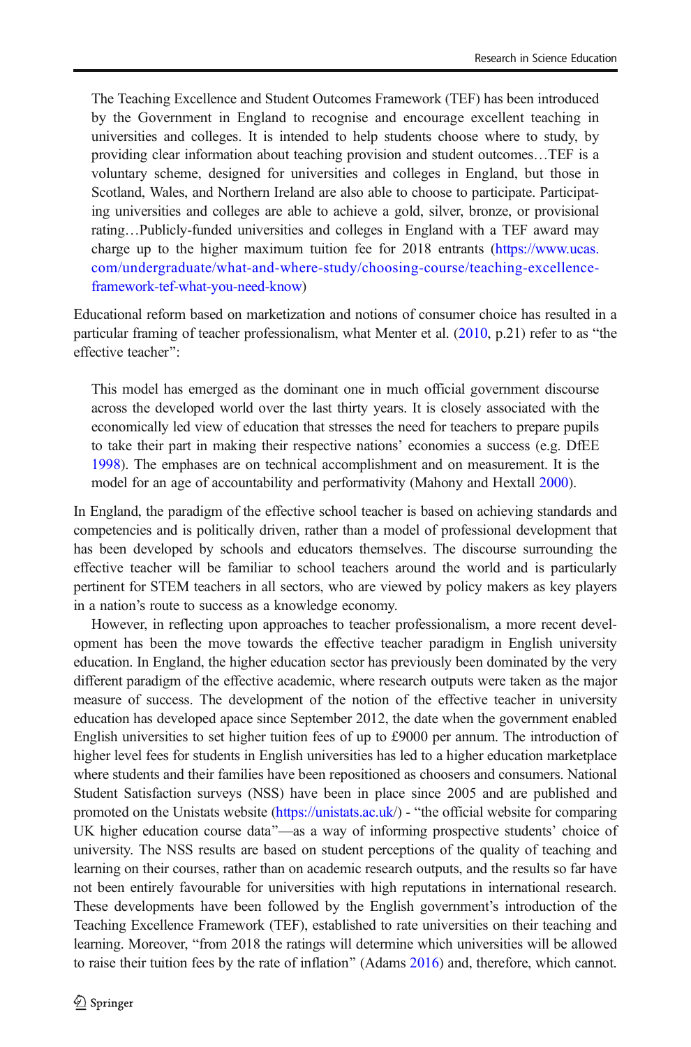> The Teaching Excellence and Student Outcomes Framework (TEF) has been introduced by the Government in England to recognise and encourage excellent teaching in universities and colleges. It is intended to help students choose where to study, by providing clear information about teaching provision and student outcomes…TEF is a voluntary scheme, designed for universities and colleges in England, but those in Scotland, Wales, and Northern Ireland are also able to choose to participate. Participating universities and colleges are able to achieve a gold, silver, bronze, or provisional rating…Publicly-funded universities and colleges in England with a TEF award may charge up to the higher maximum tuition fee for 2018 entrants (https://www.ucas.com/undergraduate/what-and-where-study/choosing-course/teaching-excellence-framework-tef-what-you-need-know)

Educational reform based on marketization and notions of consumer choice has resulted in a particular framing of teacher professionalism, what Menter et al. (2010, p.21) refer to as "the effective teacher":

> This model has emerged as the dominant one in much official government discourse across the developed world over the last thirty years. It is closely associated with the economically led view of education that stresses the need for teachers to prepare pupils to take their part in making their respective nations' economies a success (e.g. DfEE 1998). The emphases are on technical accomplishment and on measurement. It is the model for an age of accountability and performativity (Mahony and Hextall 2000).

In England, the paradigm of the effective school teacher is based on achieving standards and competencies and is politically driven, rather than a model of professional development that has been developed by schools and educators themselves. The discourse surrounding the effective teacher will be familiar to school teachers around the world and is particularly pertinent for STEM teachers in all sectors, who are viewed by policy makers as key players in a nation's route to success as a knowledge economy.

However, in reflecting upon approaches to teacher professionalism, a more recent development has been the move towards the effective teacher paradigm in English university education. In England, the higher education sector has previously been dominated by the very different paradigm of the effective academic, where research outputs were taken as the major measure of success. The development of the notion of the effective teacher in university education has developed apace since September 2012, the date when the government enabled English universities to set higher tuition fees of up to £9000 per annum. The introduction of higher level fees for students in English universities has led to a higher education marketplace where students and their families have been repositioned as choosers and consumers. National Student Satisfaction surveys (NSS) have been in place since 2005 and are published and promoted on the Unistats website (https://unistats.ac.uk/) - "the official website for comparing UK higher education course data"—as a way of informing prospective students' choice of university. The NSS results are based on student perceptions of the quality of teaching and learning on their courses, rather than on academic research outputs, and the results so far have not been entirely favourable for universities with high reputations in international research. These developments have been followed by the English government's introduction of the Teaching Excellence Framework (TEF), established to rate universities on their teaching and learning. Moreover, "from 2018 the ratings will determine which universities will be allowed to raise their tuition fees by the rate of inflation" (Adams 2016) and, therefore, which cannot.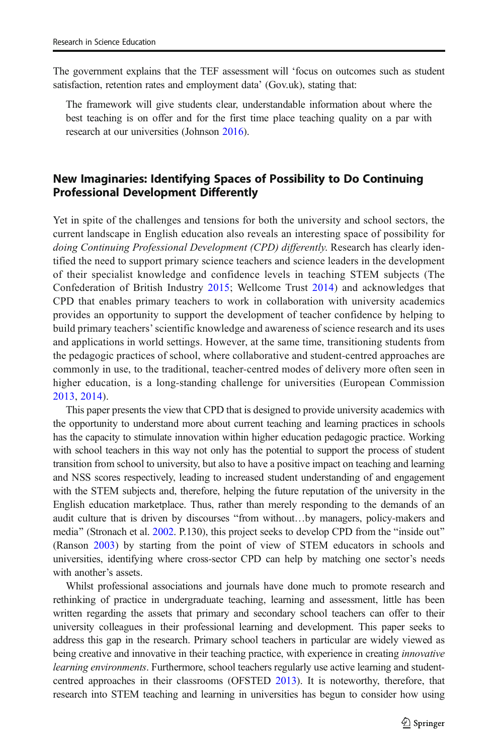The government explains that the TEF assessment will 'focus on outcomes such as student satisfaction, retention rates and employment data' (Gov.uk), stating that:

> The framework will give students clear, understandable information about where the best teaching is on offer and for the first time place teaching quality on a par with research at our universities (Johnson 2016).

## New Imaginaries: Identifying Spaces of Possibility to Do Continuing Professional Development Differently

Yet in spite of the challenges and tensions for both the university and school sectors, the current landscape in English education also reveals an interesting space of possibility for *doing Continuing Professional Development (CPD) differently*. Research has clearly identified the need to support primary science teachers and science leaders in the development of their specialist knowledge and confidence levels in teaching STEM subjects (The Confederation of British Industry 2015; Wellcome Trust 2014) and acknowledges that CPD that enables primary teachers to work in collaboration with university academics provides an opportunity to support the development of teacher confidence by helping to build primary teachers' scientific knowledge and awareness of science research and its uses and applications in world settings. However, at the same time, transitioning students from the pedagogic practices of school, where collaborative and student-centred approaches are commonly in use, to the traditional, teacher-centred modes of delivery more often seen in higher education, is a long-standing challenge for universities (European Commission 2013, 2014).

This paper presents the view that CPD that is designed to provide university academics with the opportunity to understand more about current teaching and learning practices in schools has the capacity to stimulate innovation within higher education pedagogic practice. Working with school teachers in this way not only has the potential to support the process of student transition from school to university, but also to have a positive impact on teaching and learning and NSS scores respectively, leading to increased student understanding of and engagement with the STEM subjects and, therefore, helping the future reputation of the university in the English education marketplace. Thus, rather than merely responding to the demands of an audit culture that is driven by discourses "from without…by managers, policy-makers and media" (Stronach et al. 2002. P.130), this project seeks to develop CPD from the "inside out" (Ranson 2003) by starting from the point of view of STEM educators in schools and universities, identifying where cross-sector CPD can help by matching one sector's needs with another's assets.

Whilst professional associations and journals have done much to promote research and rethinking of practice in undergraduate teaching, learning and assessment, little has been written regarding the assets that primary and secondary school teachers can offer to their university colleagues in their professional learning and development. This paper seeks to address this gap in the research. Primary school teachers in particular are widely viewed as being creative and innovative in their teaching practice, with experience in creating *innovative learning environments*. Furthermore, school teachers regularly use active learning and student-centred approaches in their classrooms (OFSTED 2013). It is noteworthy, therefore, that research into STEM teaching and learning in universities has begun to consider how using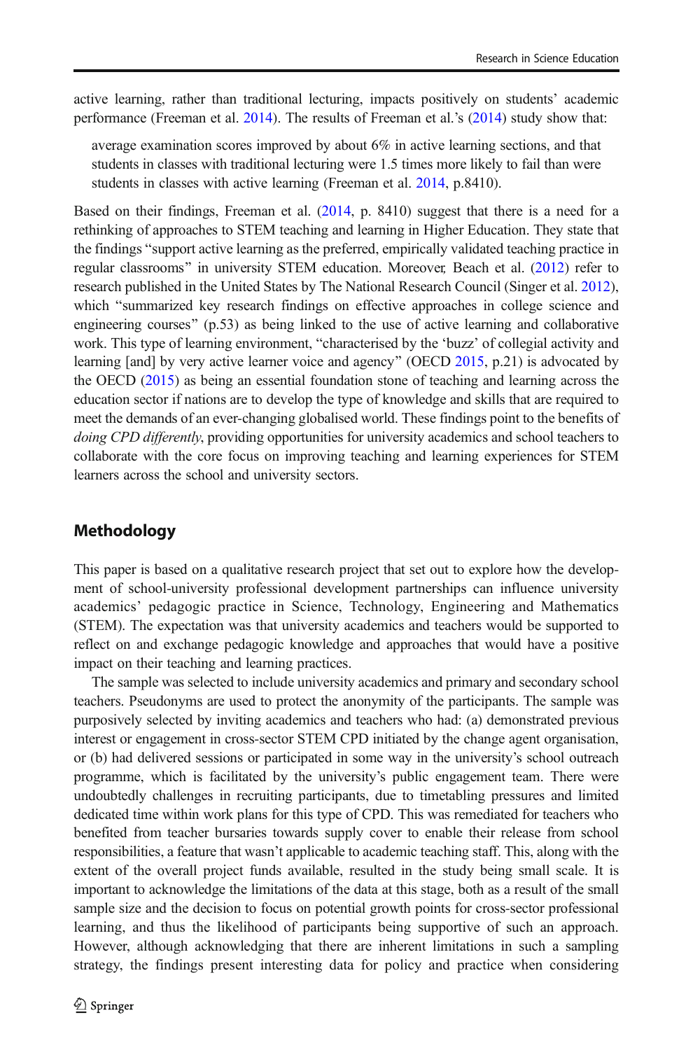active learning, rather than traditional lecturing, impacts positively on students' academic performance (Freeman et al. 2014). The results of Freeman et al.'s (2014) study show that:

> average examination scores improved by about 6% in active learning sections, and that students in classes with traditional lecturing were 1.5 times more likely to fail than were students in classes with active learning (Freeman et al. 2014, p.8410).

Based on their findings, Freeman et al. (2014, p. 8410) suggest that there is a need for a rethinking of approaches to STEM teaching and learning in Higher Education. They state that the findings "support active learning as the preferred, empirically validated teaching practice in regular classrooms" in university STEM education. Moreover, Beach et al. (2012) refer to research published in the United States by The National Research Council (Singer et al. 2012), which "summarized key research findings on effective approaches in college science and engineering courses" (p.53) as being linked to the use of active learning and collaborative work. This type of learning environment, "characterised by the 'buzz' of collegial activity and learning [and] by very active learner voice and agency" (OECD 2015, p.21) is advocated by the OECD (2015) as being an essential foundation stone of teaching and learning across the education sector if nations are to develop the type of knowledge and skills that are required to meet the demands of an ever-changing globalised world. These findings point to the benefits of *doing CPD differently*, providing opportunities for university academics and school teachers to collaborate with the core focus on improving teaching and learning experiences for STEM learners across the school and university sectors.

## Methodology

This paper is based on a qualitative research project that set out to explore how the development of school-university professional development partnerships can influence university academics' pedagogic practice in Science, Technology, Engineering and Mathematics (STEM). The expectation was that university academics and teachers would be supported to reflect on and exchange pedagogic knowledge and approaches that would have a positive impact on their teaching and learning practices.

The sample was selected to include university academics and primary and secondary school teachers. Pseudonyms are used to protect the anonymity of the participants. The sample was purposively selected by inviting academics and teachers who had: (a) demonstrated previous interest or engagement in cross-sector STEM CPD initiated by the change agent organisation, or (b) had delivered sessions or participated in some way in the university's school outreach programme, which is facilitated by the university's public engagement team. There were undoubtedly challenges in recruiting participants, due to timetabling pressures and limited dedicated time within work plans for this type of CPD. This was remediated for teachers who benefited from teacher bursaries towards supply cover to enable their release from school responsibilities, a feature that wasn't applicable to academic teaching staff. This, along with the extent of the overall project funds available, resulted in the study being small scale. It is important to acknowledge the limitations of the data at this stage, both as a result of the small sample size and the decision to focus on potential growth points for cross-sector professional learning, and thus the likelihood of participants being supportive of such an approach. However, although acknowledging that there are inherent limitations in such a sampling strategy, the findings present interesting data for policy and practice when considering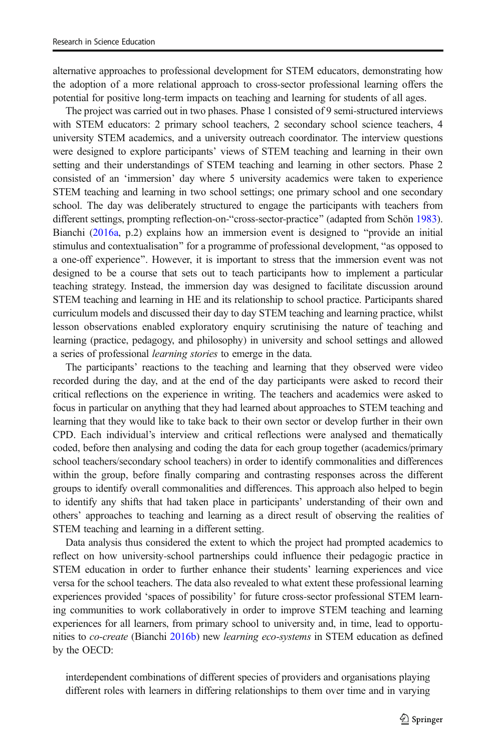alternative approaches to professional development for STEM educators, demonstrating how the adoption of a more relational approach to cross-sector professional learning offers the potential for positive long-term impacts on teaching and learning for students of all ages.

The project was carried out in two phases. Phase 1 consisted of 9 semi-structured interviews with STEM educators: 2 primary school teachers, 2 secondary school science teachers, 4 university STEM academics, and a university outreach coordinator. The interview questions were designed to explore participants' views of STEM teaching and learning in their own setting and their understandings of STEM teaching and learning in other sectors. Phase 2 consisted of an 'immersion' day where 5 university academics were taken to experience STEM teaching and learning in two school settings; one primary school and one secondary school. The day was deliberately structured to engage the participants with teachers from different settings, prompting reflection-on-"cross-sector-practice" (adapted from Schön 1983). Bianchi (2016a, p.2) explains how an immersion event is designed to "provide an initial stimulus and contextualisation" for a programme of professional development, "as opposed to a one-off experience". However, it is important to stress that the immersion event was not designed to be a course that sets out to teach participants how to implement a particular teaching strategy. Instead, the immersion day was designed to facilitate discussion around STEM teaching and learning in HE and its relationship to school practice. Participants shared curriculum models and discussed their day to day STEM teaching and learning practice, whilst lesson observations enabled exploratory enquiry scrutinising the nature of teaching and learning (practice, pedagogy, and philosophy) in university and school settings and allowed a series of professional *learning stories* to emerge in the data.

The participants' reactions to the teaching and learning that they observed were video recorded during the day, and at the end of the day participants were asked to record their critical reflections on the experience in writing. The teachers and academics were asked to focus in particular on anything that they had learned about approaches to STEM teaching and learning that they would like to take back to their own sector or develop further in their own CPD. Each individual's interview and critical reflections were analysed and thematically coded, before then analysing and coding the data for each group together (academics/primary school teachers/secondary school teachers) in order to identify commonalities and differences within the group, before finally comparing and contrasting responses across the different groups to identify overall commonalities and differences. This approach also helped to begin to identify any shifts that had taken place in participants' understanding of their own and others' approaches to teaching and learning as a direct result of observing the realities of STEM teaching and learning in a different setting.

Data analysis thus considered the extent to which the project had prompted academics to reflect on how university-school partnerships could influence their pedagogic practice in STEM education in order to further enhance their students' learning experiences and vice versa for the school teachers. The data also revealed to what extent these professional learning experiences provided 'spaces of possibility' for future cross-sector professional STEM learning communities to work collaboratively in order to improve STEM teaching and learning experiences for all learners, from primary school to university and, in time, lead to opportunities to *co-create* (Bianchi 2016b) new *learning eco-systems* in STEM education as defined by the OECD:

> interdependent combinations of different species of providers and organisations playing different roles with learners in differing relationships to them over time and in varying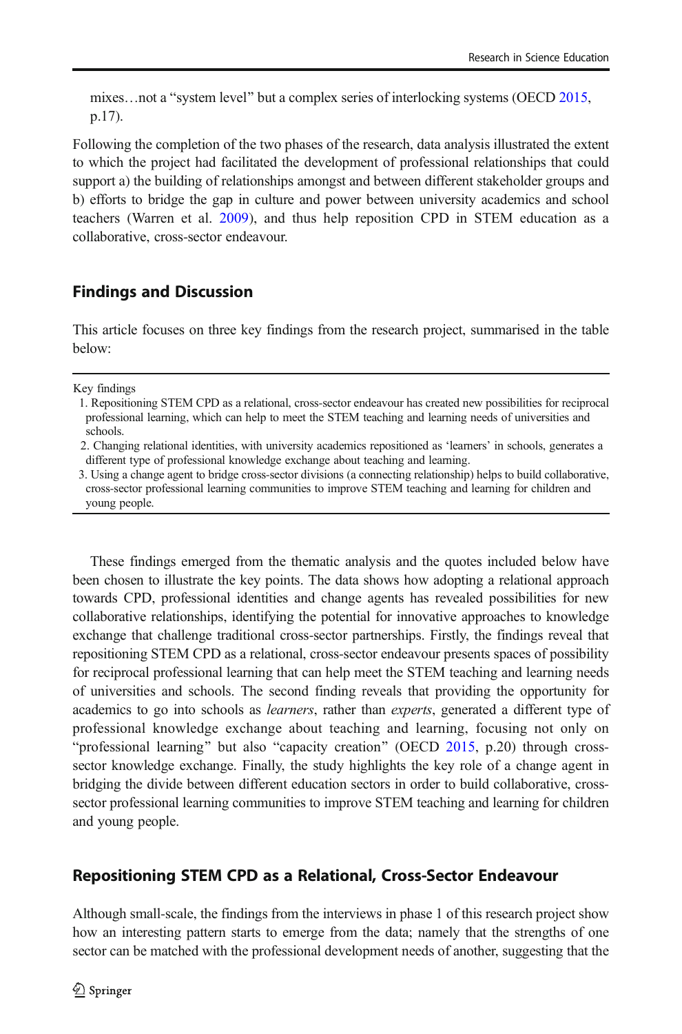mixes…not a "system level" but a complex series of interlocking systems (OECD 2015, p.17).

Following the completion of the two phases of the research, data analysis illustrated the extent to which the project had facilitated the development of professional relationships that could support a) the building of relationships amongst and between different stakeholder groups and b) efforts to bridge the gap in culture and power between university academics and school teachers (Warren et al. 2009), and thus help reposition CPD in STEM education as a collaborative, cross-sector endeavour.

## Findings and Discussion

This article focuses on three key findings from the research project, summarised in the table below:

| Key findings |
| --- |
| 1. Repositioning STEM CPD as a relational, cross-sector endeavour has created new possibilities for reciprocal professional learning, which can help to meet the STEM teaching and learning needs of universities and schools. |
| 2. Changing relational identities, with university academics repositioned as 'learners' in schools, generates a different type of professional knowledge exchange about teaching and learning. |
| 3. Using a change agent to bridge cross-sector divisions (a connecting relationship) helps to build collaborative, cross-sector professional learning communities to improve STEM teaching and learning for children and young people. |

These findings emerged from the thematic analysis and the quotes included below have been chosen to illustrate the key points. The data shows how adopting a relational approach towards CPD, professional identities and change agents has revealed possibilities for new collaborative relationships, identifying the potential for innovative approaches to knowledge exchange that challenge traditional cross-sector partnerships. Firstly, the findings reveal that repositioning STEM CPD as a relational, cross-sector endeavour presents spaces of possibility for reciprocal professional learning that can help meet the STEM teaching and learning needs of universities and schools. The second finding reveals that providing the opportunity for academics to go into schools as *learners*, rather than *experts*, generated a different type of professional knowledge exchange about teaching and learning, focusing not only on "professional learning" but also "capacity creation" (OECD 2015, p.20) through cross-sector knowledge exchange. Finally, the study highlights the key role of a change agent in bridging the divide between different education sectors in order to build collaborative, cross-sector professional learning communities to improve STEM teaching and learning for children and young people.

### Repositioning STEM CPD as a Relational, Cross-Sector Endeavour

Although small-scale, the findings from the interviews in phase 1 of this research project show how an interesting pattern starts to emerge from the data; namely that the strengths of one sector can be matched with the professional development needs of another, suggesting that the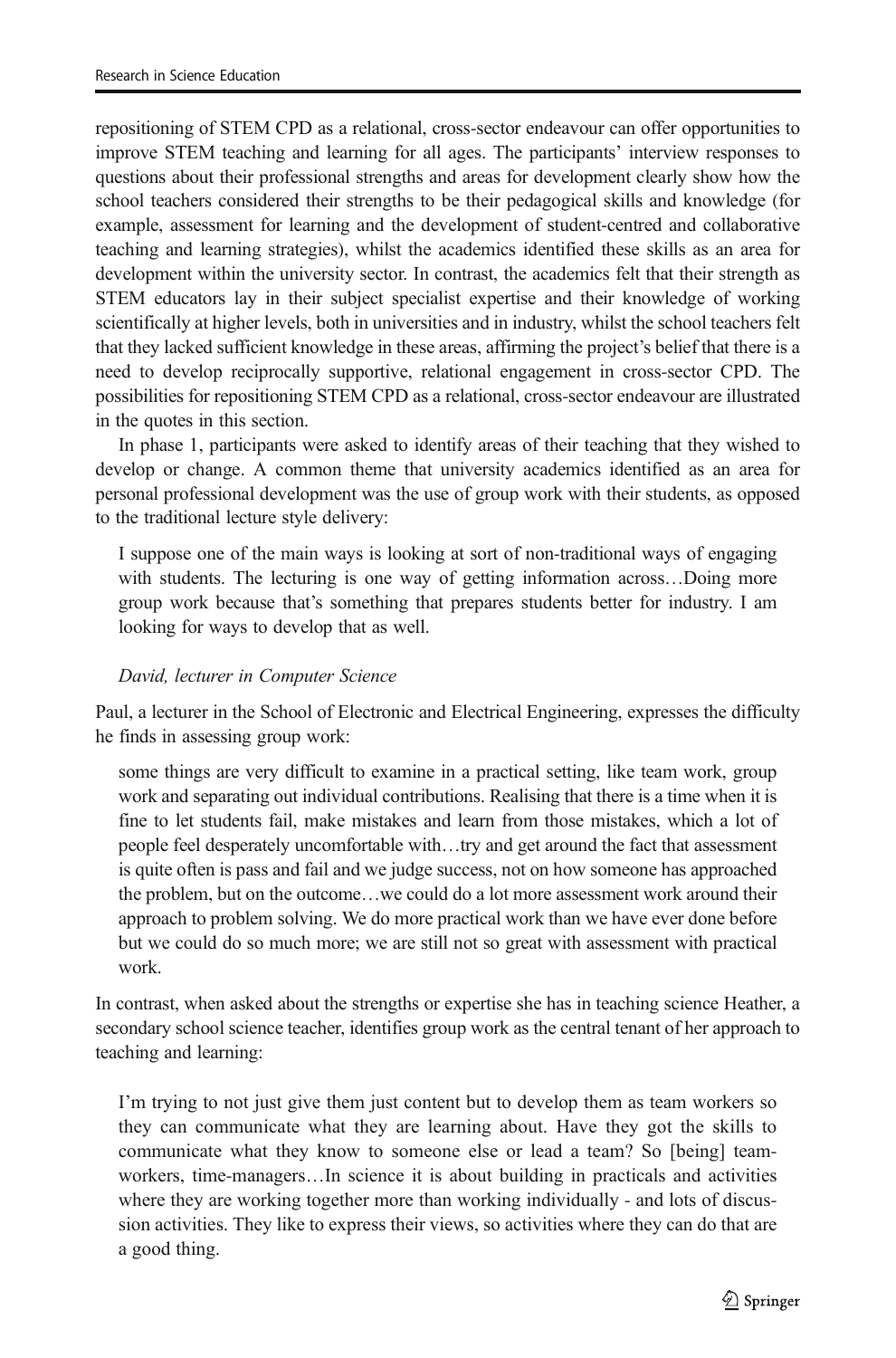repositioning of STEM CPD as a relational, cross-sector endeavour can offer opportunities to improve STEM teaching and learning for all ages. The participants' interview responses to questions about their professional strengths and areas for development clearly show how the school teachers considered their strengths to be their pedagogical skills and knowledge (for example, assessment for learning and the development of student-centred and collaborative teaching and learning strategies), whilst the academics identified these skills as an area for development within the university sector. In contrast, the academics felt that their strength as STEM educators lay in their subject specialist expertise and their knowledge of working scientifically at higher levels, both in universities and in industry, whilst the school teachers felt that they lacked sufficient knowledge in these areas, affirming the project's belief that there is a need to develop reciprocally supportive, relational engagement in cross-sector CPD. The possibilities for repositioning STEM CPD as a relational, cross-sector endeavour are illustrated in the quotes in this section.

In phase 1, participants were asked to identify areas of their teaching that they wished to develop or change. A common theme that university academics identified as an area for personal professional development was the use of group work with their students, as opposed to the traditional lecture style delivery:

> I suppose one of the main ways is looking at sort of non-traditional ways of engaging with students. The lecturing is one way of getting information across…Doing more group work because that's something that prepares students better for industry. I am looking for ways to develop that as well.
>
> *David, lecturer in Computer Science*

Paul, a lecturer in the School of Electronic and Electrical Engineering, expresses the difficulty he finds in assessing group work:

> some things are very difficult to examine in a practical setting, like team work, group work and separating out individual contributions. Realising that there is a time when it is fine to let students fail, make mistakes and learn from those mistakes, which a lot of people feel desperately uncomfortable with…try and get around the fact that assessment is quite often is pass and fail and we judge success, not on how someone has approached the problem, but on the outcome…we could do a lot more assessment work around their approach to problem solving. We do more practical work than we have ever done before but we could do so much more; we are still not so great with assessment with practical work.

In contrast, when asked about the strengths or expertise she has in teaching science Heather, a secondary school science teacher, identifies group work as the central tenant of her approach to teaching and learning:

> I'm trying to not just give them just content but to develop them as team workers so they can communicate what they are learning about. Have they got the skills to communicate what they know to someone else or lead a team? So [being] team-workers, time-managers…In science it is about building in practicals and activities where they are working together more than working individually - and lots of discussion activities. They like to express their views, so activities where they can do that are a good thing.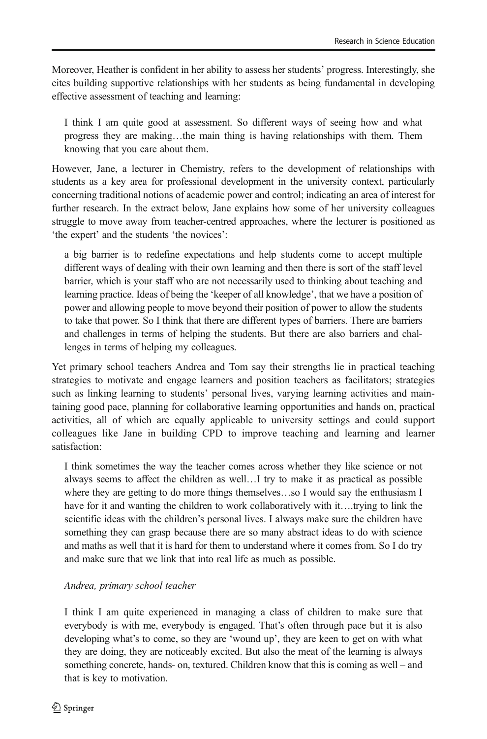Moreover, Heather is confident in her ability to assess her students' progress. Interestingly, she cites building supportive relationships with her students as being fundamental in developing effective assessment of teaching and learning:

> I think I am quite good at assessment. So different ways of seeing how and what progress they are making…the main thing is having relationships with them. Them knowing that you care about them.

However, Jane, a lecturer in Chemistry, refers to the development of relationships with students as a key area for professional development in the university context, particularly concerning traditional notions of academic power and control; indicating an area of interest for further research. In the extract below, Jane explains how some of her university colleagues struggle to move away from teacher-centred approaches, where the lecturer is positioned as 'the expert' and the students 'the novices':

> a big barrier is to redefine expectations and help students come to accept multiple different ways of dealing with their own learning and then there is sort of the staff level barrier, which is your staff who are not necessarily used to thinking about teaching and learning practice. Ideas of being the 'keeper of all knowledge', that we have a position of power and allowing people to move beyond their position of power to allow the students to take that power. So I think that there are different types of barriers. There are barriers and challenges in terms of helping the students. But there are also barriers and challenges in terms of helping my colleagues.

Yet primary school teachers Andrea and Tom say their strengths lie in practical teaching strategies to motivate and engage learners and position teachers as facilitators; strategies such as linking learning to students' personal lives, varying learning activities and maintaining good pace, planning for collaborative learning opportunities and hands on, practical activities, all of which are equally applicable to university settings and could support colleagues like Jane in building CPD to improve teaching and learning and learner satisfaction:

> I think sometimes the way the teacher comes across whether they like science or not always seems to affect the children as well…I try to make it as practical as possible where they are getting to do more things themselves…so I would say the enthusiasm I have for it and wanting the children to work collaboratively with it….trying to link the scientific ideas with the children's personal lives. I always make sure the children have something they can grasp because there are so many abstract ideas to do with science and maths as well that it is hard for them to understand where it comes from. So I do try and make sure that we link that into real life as much as possible.
>
> *Andrea, primary school teacher*

> I think I am quite experienced in managing a class of children to make sure that everybody is with me, everybody is engaged. That's often through pace but it is also developing what's to come, so they are 'wound up', they are keen to get on with what they are doing, they are noticeably excited. But also the meat of the learning is always something concrete, hands- on, textured. Children know that this is coming as well – and that is key to motivation.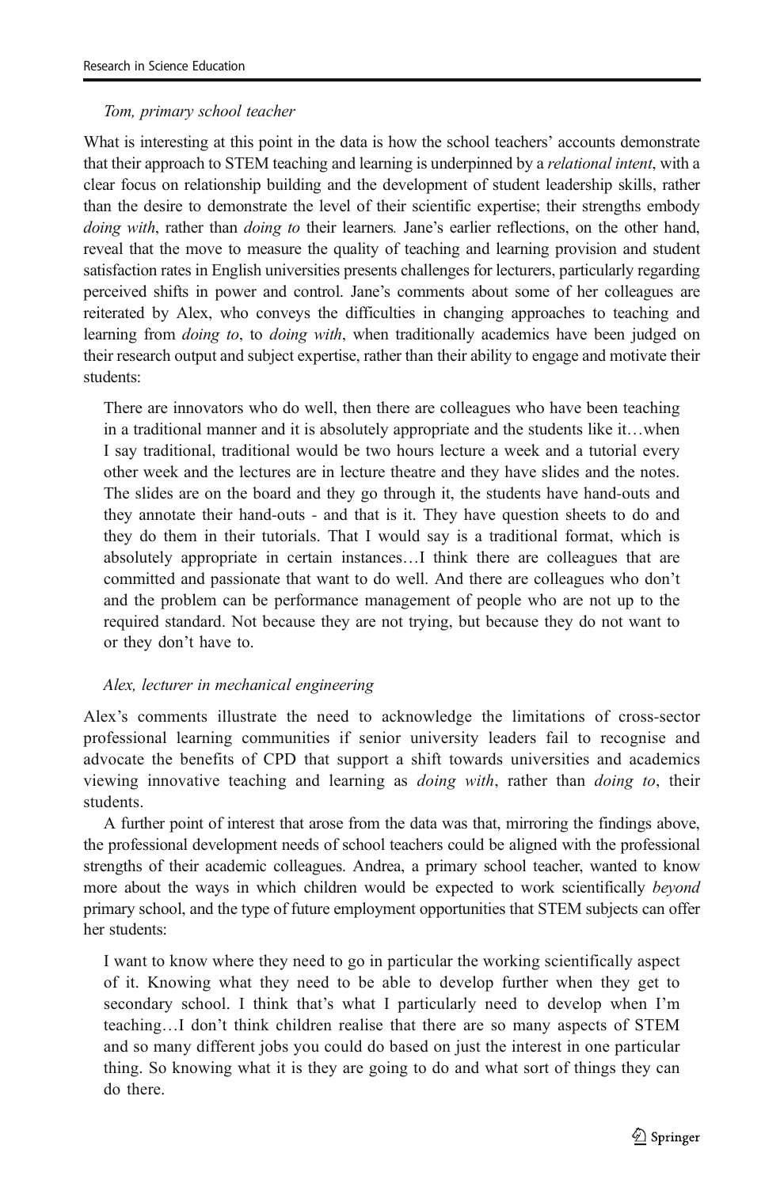*Tom, primary school teacher*

What is interesting at this point in the data is how the school teachers' accounts demonstrate that their approach to STEM teaching and learning is underpinned by a *relational intent*, with a clear focus on relationship building and the development of student leadership skills, rather than the desire to demonstrate the level of their scientific expertise; their strengths embody *doing with*, rather than *doing to* their learners. Jane's earlier reflections, on the other hand, reveal that the move to measure the quality of teaching and learning provision and student satisfaction rates in English universities presents challenges for lecturers, particularly regarding perceived shifts in power and control. Jane's comments about some of her colleagues are reiterated by Alex, who conveys the difficulties in changing approaches to teaching and learning from *doing to*, to *doing with*, when traditionally academics have been judged on their research output and subject expertise, rather than their ability to engage and motivate their students:

> There are innovators who do well, then there are colleagues who have been teaching in a traditional manner and it is absolutely appropriate and the students like it…when I say traditional, traditional would be two hours lecture a week and a tutorial every other week and the lectures are in lecture theatre and they have slides and the notes. The slides are on the board and they go through it, the students have hand-outs and they annotate their hand-outs - and that is it. They have question sheets to do and they do them in their tutorials. That I would say is a traditional format, which is absolutely appropriate in certain instances…I think there are colleagues that are committed and passionate that want to do well. And there are colleagues who don't and the problem can be performance management of people who are not up to the required standard. Not because they are not trying, but because they do not want to or they don't have to.

*Alex, lecturer in mechanical engineering*

Alex's comments illustrate the need to acknowledge the limitations of cross-sector professional learning communities if senior university leaders fail to recognise and advocate the benefits of CPD that support a shift towards universities and academics viewing innovative teaching and learning as *doing with*, rather than *doing to*, their students.

A further point of interest that arose from the data was that, mirroring the findings above, the professional development needs of school teachers could be aligned with the professional strengths of their academic colleagues. Andrea, a primary school teacher, wanted to know more about the ways in which children would be expected to work scientifically *beyond* primary school, and the type of future employment opportunities that STEM subjects can offer her students:

> I want to know where they need to go in particular the working scientifically aspect of it. Knowing what they need to be able to develop further when they get to secondary school. I think that's what I particularly need to develop when I'm teaching…I don't think children realise that there are so many aspects of STEM and so many different jobs you could do based on just the interest in one particular thing. So knowing what it is they are going to do and what sort of things they can do there.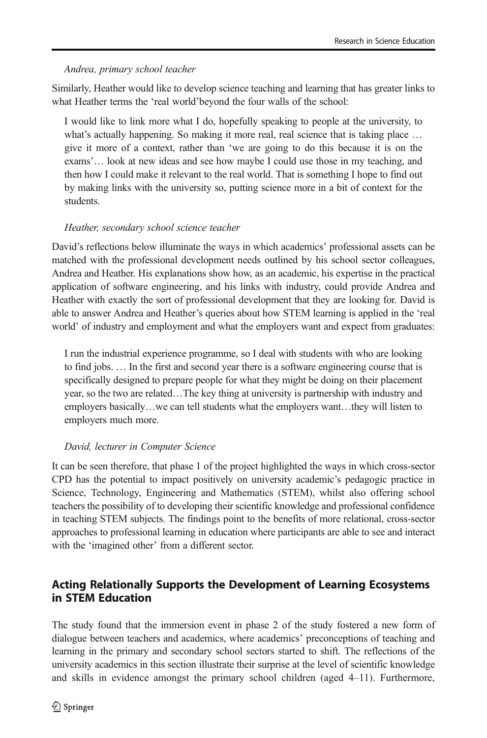*Andrea, primary school teacher*

Similarly, Heather would like to develop science teaching and learning that has greater links to what Heather terms the 'real world'beyond the four walls of the school:

> I would like to link more what I do, hopefully speaking to people at the university, to what's actually happening. So making it more real, real science that is taking place … give it more of a context, rather than 'we are going to do this because it is on the exams'… look at new ideas and see how maybe I could use those in my teaching, and then how I could make it relevant to the real world. That is something I hope to find out by making links with the university so, putting science more in a bit of context for the students.

*Heather, secondary school science teacher*

David's reflections below illuminate the ways in which academics' professional assets can be matched with the professional development needs outlined by his school sector colleagues, Andrea and Heather. His explanations show how, as an academic, his expertise in the practical application of software engineering, and his links with industry, could provide Andrea and Heather with exactly the sort of professional development that they are looking for. David is able to answer Andrea and Heather's queries about how STEM learning is applied in the 'real world' of industry and employment and what the employers want and expect from graduates:

> I run the industrial experience programme, so I deal with students with who are looking to find jobs. … In the first and second year there is a software engineering course that is specifically designed to prepare people for what they might be doing on their placement year, so the two are related…The key thing at university is partnership with industry and employers basically…we can tell students what the employers want…they will listen to employers much more.

*David, lecturer in Computer Science*

It can be seen therefore, that phase 1 of the project highlighted the ways in which cross-sector CPD has the potential to impact positively on university academic's pedagogic practice in Science, Technology, Engineering and Mathematics (STEM), whilst also offering school teachers the possibility of to developing their scientific knowledge and professional confidence in teaching STEM subjects. The findings point to the benefits of more relational, cross-sector approaches to professional learning in education where participants are able to see and interact with the 'imagined other' from a different sector.

## Acting Relationally Supports the Development of Learning Ecosystems in STEM Education

The study found that the immersion event in phase 2 of the study fostered a new form of dialogue between teachers and academics, where academics' preconceptions of teaching and learning in the primary and secondary school sectors started to shift. The reflections of the university academics in this section illustrate their surprise at the level of scientific knowledge and skills in evidence amongst the primary school children (aged 4–11). Furthermore,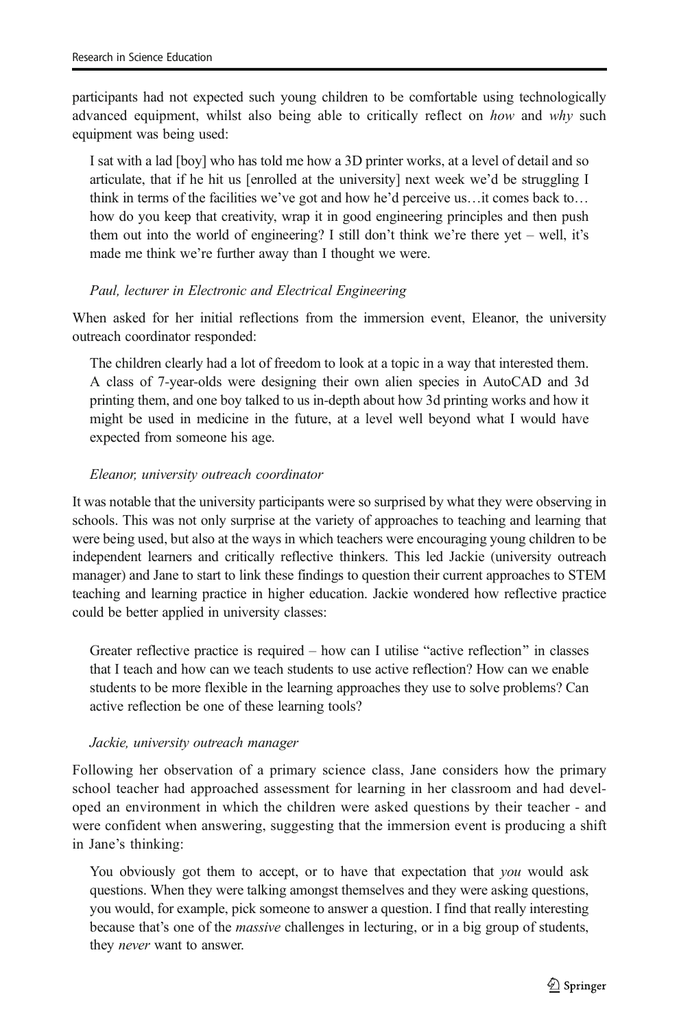participants had not expected such young children to be comfortable using technologically advanced equipment, whilst also being able to critically reflect on *how* and *why* such equipment was being used:

> I sat with a lad [boy] who has told me how a 3D printer works, at a level of detail and so articulate, that if he hit us [enrolled at the university] next week we'd be struggling I think in terms of the facilities we've got and how he'd perceive us…it comes back to… how do you keep that creativity, wrap it in good engineering principles and then push them out into the world of engineering? I still don't think we're there yet – well, it's made me think we're further away than I thought we were.
>
> *Paul, lecturer in Electronic and Electrical Engineering*

When asked for her initial reflections from the immersion event, Eleanor, the university outreach coordinator responded:

> The children clearly had a lot of freedom to look at a topic in a way that interested them. A class of 7-year-olds were designing their own alien species in AutoCAD and 3d printing them, and one boy talked to us in-depth about how 3d printing works and how it might be used in medicine in the future, at a level well beyond what I would have expected from someone his age.
>
> *Eleanor, university outreach coordinator*

It was notable that the university participants were so surprised by what they were observing in schools. This was not only surprise at the variety of approaches to teaching and learning that were being used, but also at the ways in which teachers were encouraging young children to be independent learners and critically reflective thinkers. This led Jackie (university outreach manager) and Jane to start to link these findings to question their current approaches to STEM teaching and learning practice in higher education. Jackie wondered how reflective practice could be better applied in university classes:

> Greater reflective practice is required – how can I utilise "active reflection" in classes that I teach and how can we teach students to use active reflection? How can we enable students to be more flexible in the learning approaches they use to solve problems? Can active reflection be one of these learning tools?
>
> *Jackie, university outreach manager*

Following her observation of a primary science class, Jane considers how the primary school teacher had approached assessment for learning in her classroom and had developed an environment in which the children were asked questions by their teacher - and were confident when answering, suggesting that the immersion event is producing a shift in Jane's thinking:

> You obviously got them to accept, or to have that expectation that *you* would ask questions. When they were talking amongst themselves and they were asking questions, you would, for example, pick someone to answer a question. I find that really interesting because that's one of the *massive* challenges in lecturing, or in a big group of students, they *never* want to answer.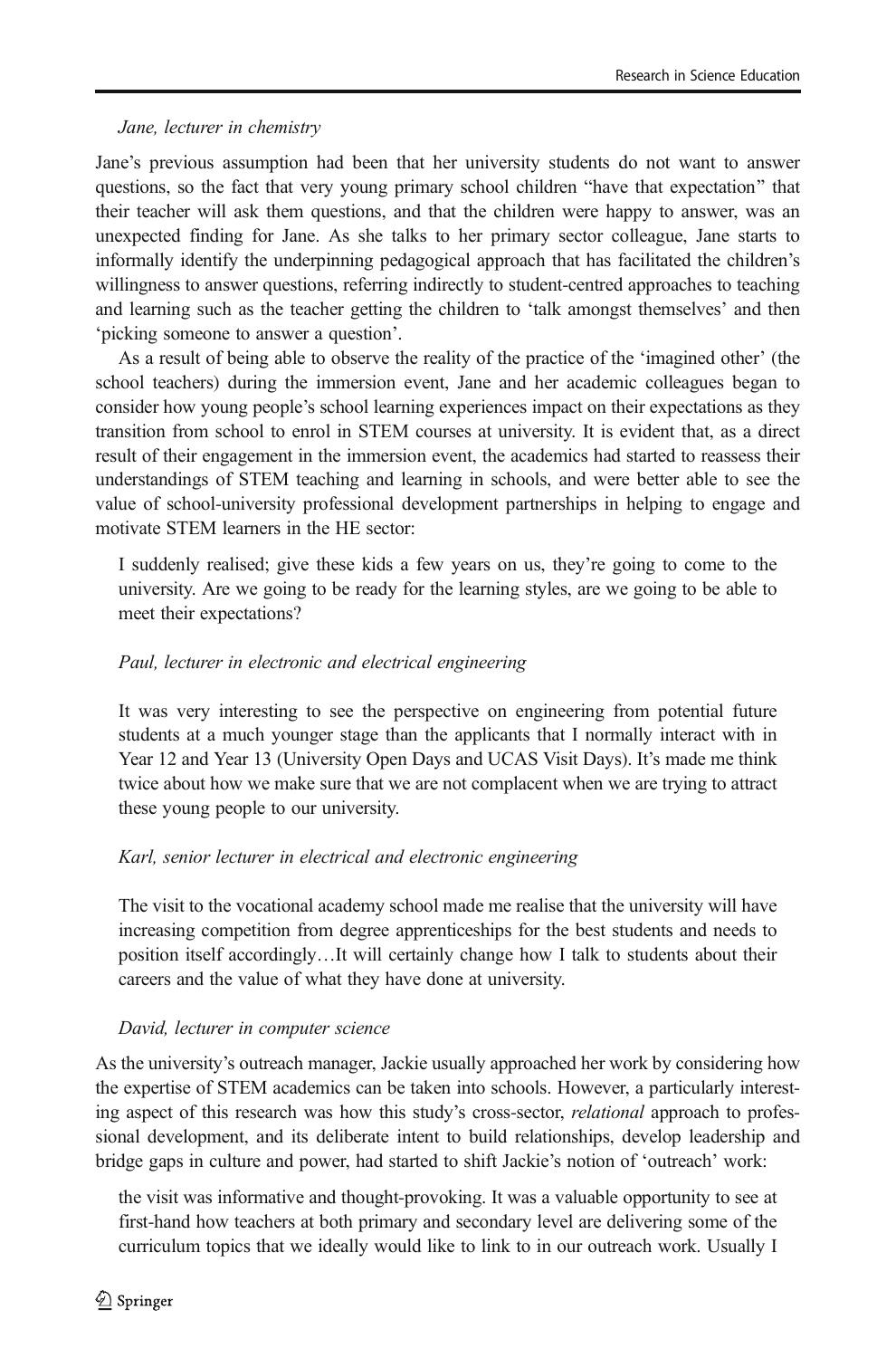*Jane, lecturer in chemistry*

Jane's previous assumption had been that her university students do not want to answer questions, so the fact that very young primary school children "have that expectation" that their teacher will ask them questions, and that the children were happy to answer, was an unexpected finding for Jane. As she talks to her primary sector colleague, Jane starts to informally identify the underpinning pedagogical approach that has facilitated the children's willingness to answer questions, referring indirectly to student-centred approaches to teaching and learning such as the teacher getting the children to 'talk amongst themselves' and then 'picking someone to answer a question'.

As a result of being able to observe the reality of the practice of the 'imagined other' (the school teachers) during the immersion event, Jane and her academic colleagues began to consider how young people's school learning experiences impact on their expectations as they transition from school to enrol in STEM courses at university. It is evident that, as a direct result of their engagement in the immersion event, the academics had started to reassess their understandings of STEM teaching and learning in schools, and were better able to see the value of school-university professional development partnerships in helping to engage and motivate STEM learners in the HE sector:

> I suddenly realised; give these kids a few years on us, they're going to come to the university. Are we going to be ready for the learning styles, are we going to be able to meet their expectations?

*Paul, lecturer in electronic and electrical engineering*

> It was very interesting to see the perspective on engineering from potential future students at a much younger stage than the applicants that I normally interact with in Year 12 and Year 13 (University Open Days and UCAS Visit Days). It's made me think twice about how we make sure that we are not complacent when we are trying to attract these young people to our university.

*Karl, senior lecturer in electrical and electronic engineering*

> The visit to the vocational academy school made me realise that the university will have increasing competition from degree apprenticeships for the best students and needs to position itself accordingly…It will certainly change how I talk to students about their careers and the value of what they have done at university.

*David, lecturer in computer science*

As the university's outreach manager, Jackie usually approached her work by considering how the expertise of STEM academics can be taken into schools. However, a particularly interesting aspect of this research was how this study's cross-sector, *relational* approach to professional development, and its deliberate intent to build relationships, develop leadership and bridge gaps in culture and power, had started to shift Jackie's notion of 'outreach' work:

> the visit was informative and thought-provoking. It was a valuable opportunity to see at first-hand how teachers at both primary and secondary level are delivering some of the curriculum topics that we ideally would like to link to in our outreach work. Usually I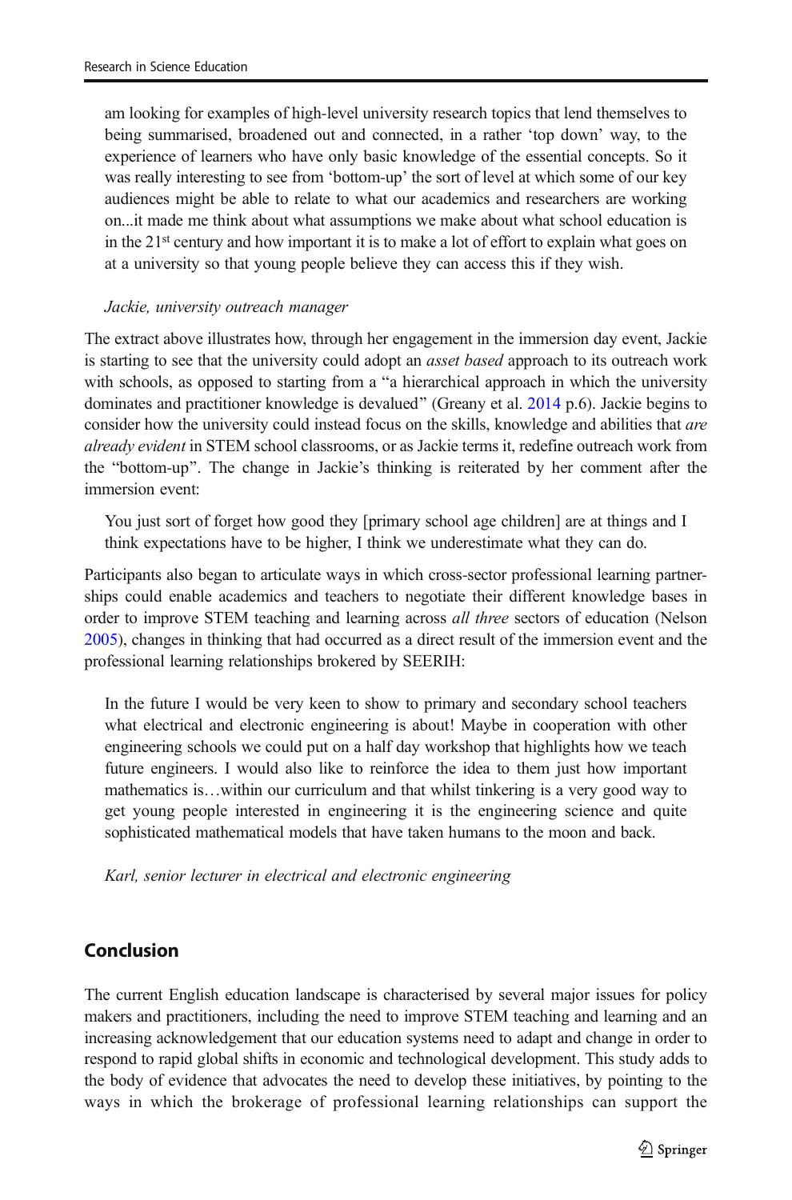> am looking for examples of high-level university research topics that lend themselves to being summarised, broadened out and connected, in a rather 'top down' way, to the experience of learners who have only basic knowledge of the essential concepts. So it was really interesting to see from 'bottom-up' the sort of level at which some of our key audiences might be able to relate to what our academics and researchers are working on...it made me think about what assumptions we make about what school education is in the 21st century and how important it is to make a lot of effort to explain what goes on at a university so that young people believe they can access this if they wish.
>
> *Jackie, university outreach manager*

The extract above illustrates how, through her engagement in the immersion day event, Jackie is starting to see that the university could adopt an *asset based* approach to its outreach work with schools, as opposed to starting from a "a hierarchical approach in which the university dominates and practitioner knowledge is devalued" (Greany et al. 2014 p.6). Jackie begins to consider how the university could instead focus on the skills, knowledge and abilities that *are already evident* in STEM school classrooms, or as Jackie terms it, redefine outreach work from the "bottom-up". The change in Jackie's thinking is reiterated by her comment after the immersion event:

> You just sort of forget how good they [primary school age children] are at things and I think expectations have to be higher, I think we underestimate what they can do.

Participants also began to articulate ways in which cross-sector professional learning partnerships could enable academics and teachers to negotiate their different knowledge bases in order to improve STEM teaching and learning across *all three* sectors of education (Nelson 2005), changes in thinking that had occurred as a direct result of the immersion event and the professional learning relationships brokered by SEERIH:

> In the future I would be very keen to show to primary and secondary school teachers what electrical and electronic engineering is about! Maybe in cooperation with other engineering schools we could put on a half day workshop that highlights how we teach future engineers. I would also like to reinforce the idea to them just how important mathematics is…within our curriculum and that whilst tinkering is a very good way to get young people interested in engineering it is the engineering science and quite sophisticated mathematical models that have taken humans to the moon and back.
>
> *Karl, senior lecturer in electrical and electronic engineering*

## Conclusion

The current English education landscape is characterised by several major issues for policy makers and practitioners, including the need to improve STEM teaching and learning and an increasing acknowledgement that our education systems need to adapt and change in order to respond to rapid global shifts in economic and technological development. This study adds to the body of evidence that advocates the need to develop these initiatives, by pointing to the ways in which the brokerage of professional learning relationships can support the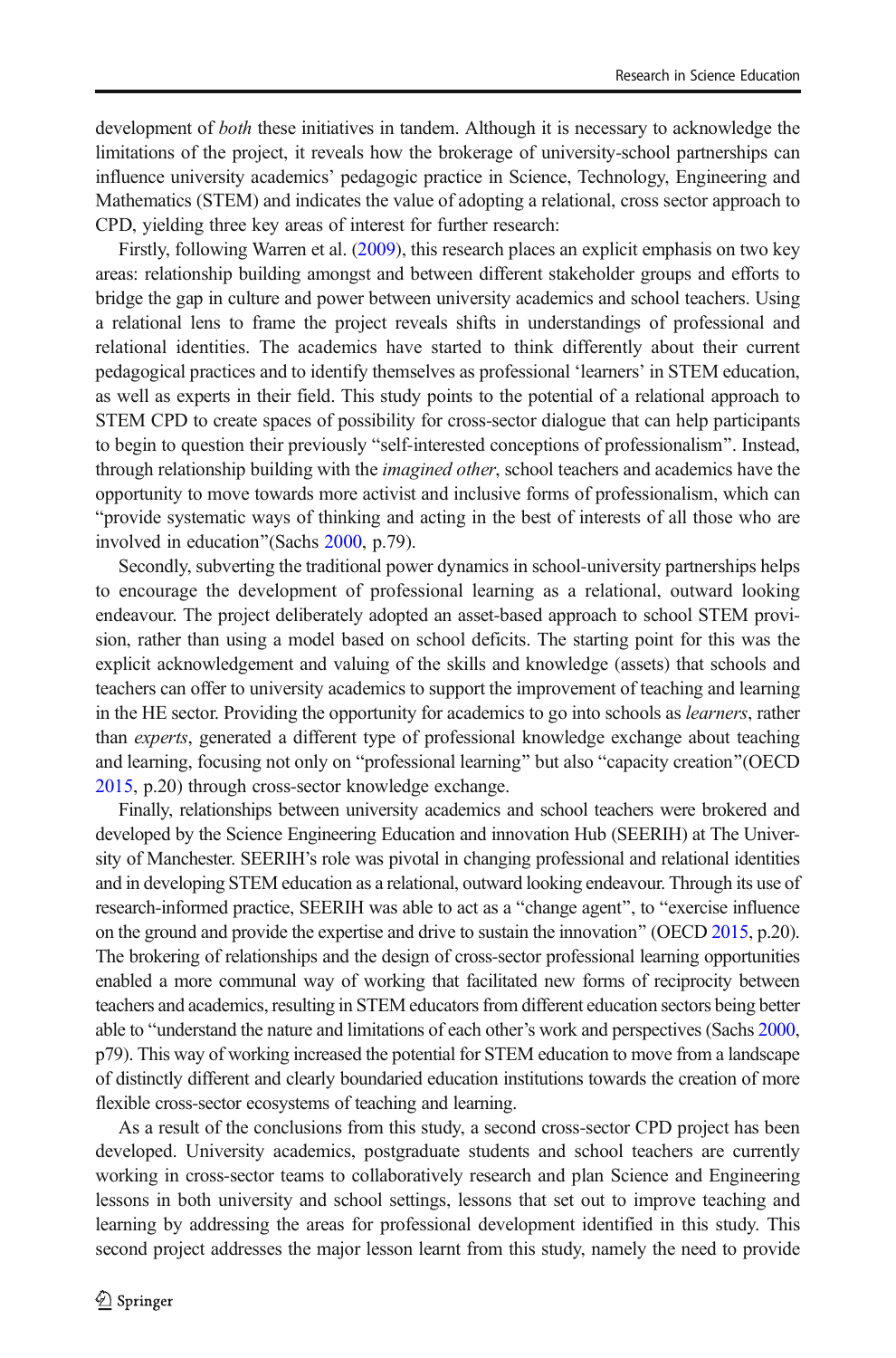development of *both* these initiatives in tandem. Although it is necessary to acknowledge the limitations of the project, it reveals how the brokerage of university-school partnerships can influence university academics' pedagogic practice in Science, Technology, Engineering and Mathematics (STEM) and indicates the value of adopting a relational, cross sector approach to CPD, yielding three key areas of interest for further research:

Firstly, following Warren et al. (2009), this research places an explicit emphasis on two key areas: relationship building amongst and between different stakeholder groups and efforts to bridge the gap in culture and power between university academics and school teachers. Using a relational lens to frame the project reveals shifts in understandings of professional and relational identities. The academics have started to think differently about their current pedagogical practices and to identify themselves as professional 'learners' in STEM education, as well as experts in their field. This study points to the potential of a relational approach to STEM CPD to create spaces of possibility for cross-sector dialogue that can help participants to begin to question their previously "self-interested conceptions of professionalism". Instead, through relationship building with the *imagined other*, school teachers and academics have the opportunity to move towards more activist and inclusive forms of professionalism, which can "provide systematic ways of thinking and acting in the best of interests of all those who are involved in education"(Sachs 2000, p.79).

Secondly, subverting the traditional power dynamics in school-university partnerships helps to encourage the development of professional learning as a relational, outward looking endeavour. The project deliberately adopted an asset-based approach to school STEM provision, rather than using a model based on school deficits. The starting point for this was the explicit acknowledgement and valuing of the skills and knowledge (assets) that schools and teachers can offer to university academics to support the improvement of teaching and learning in the HE sector. Providing the opportunity for academics to go into schools as *learners*, rather than *experts*, generated a different type of professional knowledge exchange about teaching and learning, focusing not only on "professional learning" but also "capacity creation"(OECD 2015, p.20) through cross-sector knowledge exchange.

Finally, relationships between university academics and school teachers were brokered and developed by the Science Engineering Education and innovation Hub (SEERIH) at The University of Manchester. SEERIH's role was pivotal in changing professional and relational identities and in developing STEM education as a relational, outward looking endeavour. Through its use of research-informed practice, SEERIH was able to act as a "change agent", to "exercise influence on the ground and provide the expertise and drive to sustain the innovation" (OECD 2015, p.20). The brokering of relationships and the design of cross-sector professional learning opportunities enabled a more communal way of working that facilitated new forms of reciprocity between teachers and academics, resulting in STEM educators from different education sectors being better able to "understand the nature and limitations of each other's work and perspectives (Sachs 2000, p79). This way of working increased the potential for STEM education to move from a landscape of distinctly different and clearly boundaried education institutions towards the creation of more flexible cross-sector ecosystems of teaching and learning.

As a result of the conclusions from this study, a second cross-sector CPD project has been developed. University academics, postgraduate students and school teachers are currently working in cross-sector teams to collaboratively research and plan Science and Engineering lessons in both university and school settings, lessons that set out to improve teaching and learning by addressing the areas for professional development identified in this study. This second project addresses the major lesson learnt from this study, namely the need to provide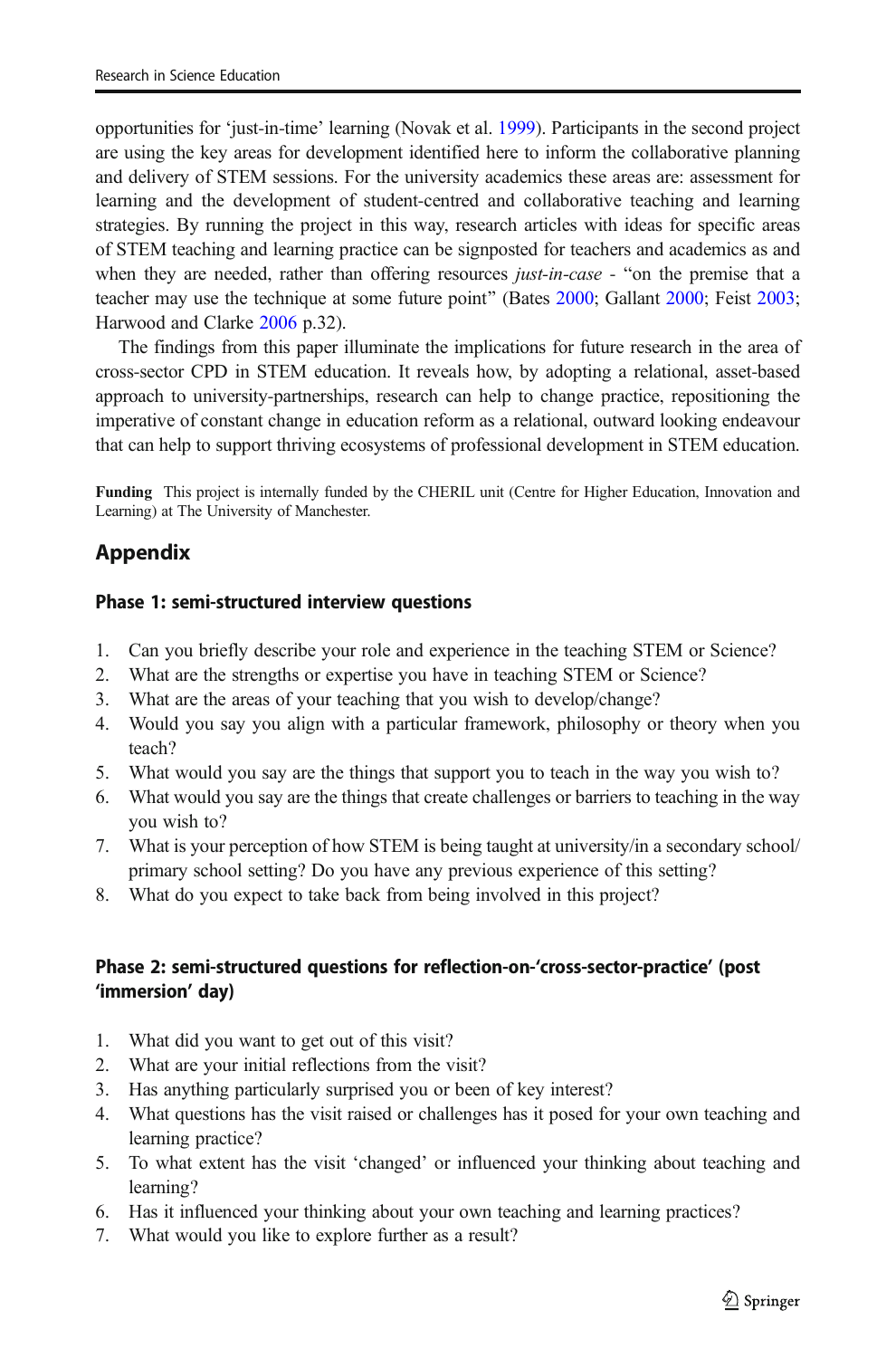opportunities for 'just-in-time' learning (Novak et al. 1999). Participants in the second project are using the key areas for development identified here to inform the collaborative planning and delivery of STEM sessions. For the university academics these areas are: assessment for learning and the development of student-centred and collaborative teaching and learning strategies. By running the project in this way, research articles with ideas for specific areas of STEM teaching and learning practice can be signposted for teachers and academics as and when they are needed, rather than offering resources *just-in-case* - "on the premise that a teacher may use the technique at some future point" (Bates 2000; Gallant 2000; Feist 2003; Harwood and Clarke 2006 p.32).

The findings from this paper illuminate the implications for future research in the area of cross-sector CPD in STEM education. It reveals how, by adopting a relational, asset-based approach to university-partnerships, research can help to change practice, repositioning the imperative of constant change in education reform as a relational, outward looking endeavour that can help to support thriving ecosystems of professional development in STEM education.

**Funding** This project is internally funded by the CHERIL unit (Centre for Higher Education, Innovation and Learning) at The University of Manchester.

## Appendix

### Phase 1: semi-structured interview questions

1. Can you briefly describe your role and experience in the teaching STEM or Science?
2. What are the strengths or expertise you have in teaching STEM or Science?
3. What are the areas of your teaching that you wish to develop/change?
4. Would you say you align with a particular framework, philosophy or theory when you teach?
5. What would you say are the things that support you to teach in the way you wish to?
6. What would you say are the things that create challenges or barriers to teaching in the way you wish to?
7. What is your perception of how STEM is being taught at university/in a secondary school/ primary school setting? Do you have any previous experience of this setting?
8. What do you expect to take back from being involved in this project?

### Phase 2: semi-structured questions for reflection-on-'cross-sector-practice' (post 'immersion' day)

1. What did you want to get out of this visit?
2. What are your initial reflections from the visit?
3. Has anything particularly surprised you or been of key interest?
4. What questions has the visit raised or challenges has it posed for your own teaching and learning practice?
5. To what extent has the visit 'changed' or influenced your thinking about teaching and learning?
6. Has it influenced your thinking about your own teaching and learning practices?
7. What would you like to explore further as a result?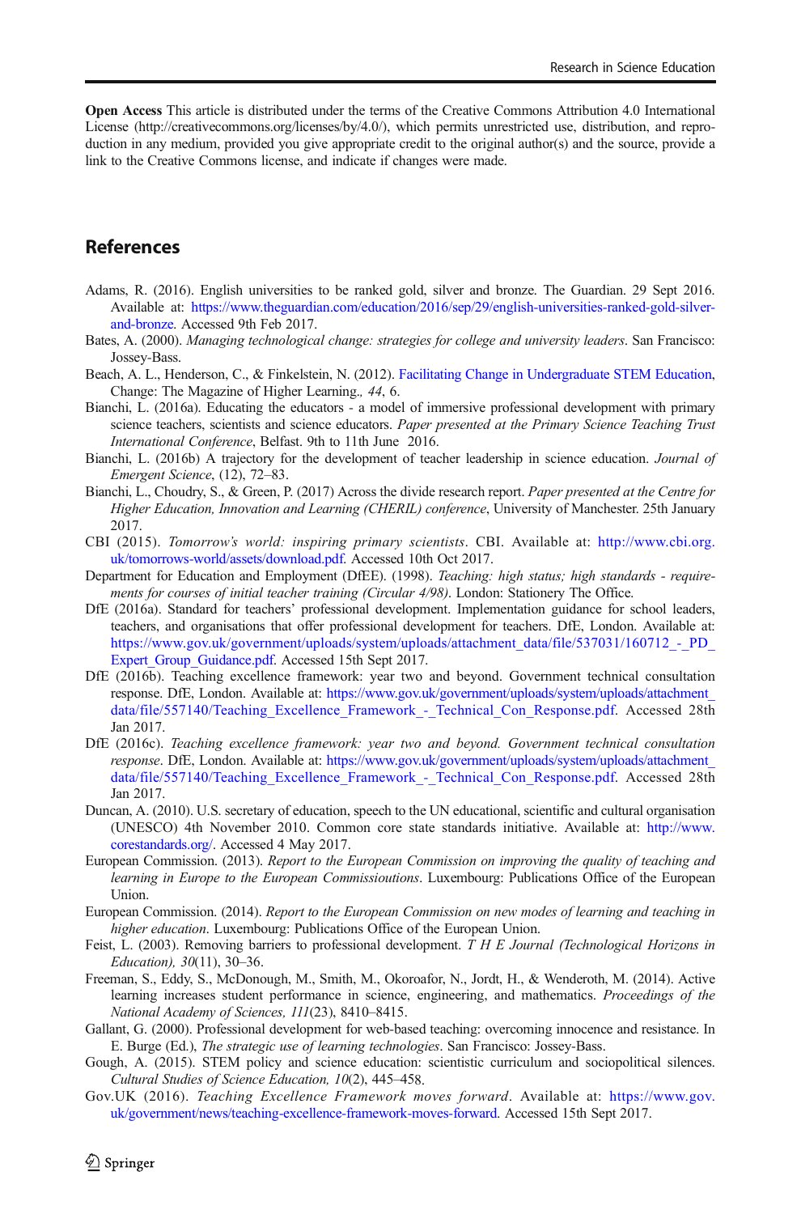**Open Access** This article is distributed under the terms of the Creative Commons Attribution 4.0 International License (http://creativecommons.org/licenses/by/4.0/), which permits unrestricted use, distribution, and reproduction in any medium, provided you give appropriate credit to the original author(s) and the source, provide a link to the Creative Commons license, and indicate if changes were made.

## References

Adams, R. (2016). English universities to be ranked gold, silver and bronze. The Guardian. 29 Sept 2016. Available at: https://www.theguardian.com/education/2016/sep/29/english-universities-ranked-gold-silver-and-bronze. Accessed 9th Feb 2017.

Bates, A. (2000). *Managing technological change: strategies for college and university leaders*. San Francisco: Jossey-Bass.

Beach, A. L., Henderson, C., & Finkelstein, N. (2012). Facilitating Change in Undergraduate STEM Education, Change: The Magazine of Higher Learning., *44*, 6.

Bianchi, L. (2016a). Educating the educators - a model of immersive professional development with primary science teachers, scientists and science educators. *Paper presented at the Primary Science Teaching Trust International Conference*, Belfast. 9th to 11th June 2016.

Bianchi, L. (2016b) A trajectory for the development of teacher leadership in science education. *Journal of Emergent Science*, (12), 72–83.

Bianchi, L., Choudry, S., & Green, P. (2017) Across the divide research report. *Paper presented at the Centre for Higher Education, Innovation and Learning (CHERIL) conference*, University of Manchester. 25th January 2017.

CBI (2015). *Tomorrow's world: inspiring primary scientists*. CBI. Available at: http://www.cbi.org.uk/tomorrows-world/assets/download.pdf. Accessed 10th Oct 2017.

Department for Education and Employment (DfEE). (1998). *Teaching: high status; high standards - requirements for courses of initial teacher training (Circular 4/98)*. London: Stationery The Office.

DfE (2016a). Standard for teachers' professional development. Implementation guidance for school leaders, teachers, and organisations that offer professional development for teachers. DfE, London. Available at: https://www.gov.uk/government/uploads/system/uploads/attachment_data/file/537031/160712_-_PD_Expert_Group_Guidance.pdf. Accessed 15th Sept 2017.

DfE (2016b). Teaching excellence framework: year two and beyond. Government technical consultation response. DfE, London. Available at: https://www.gov.uk/government/uploads/system/uploads/attachment_data/file/557140/Teaching_Excellence_Framework_-_Technical_Con_Response.pdf. Accessed 28th Jan 2017.

DfE (2016c). *Teaching excellence framework: year two and beyond. Government technical consultation response*. DfE, London. Available at: https://www.gov.uk/government/uploads/system/uploads/attachment_data/file/557140/Teaching_Excellence_Framework_-_Technical_Con_Response.pdf. Accessed 28th Jan 2017.

Duncan, A. (2010). U.S. secretary of education, speech to the UN educational, scientific and cultural organisation (UNESCO) 4th November 2010. Common core state standards initiative. Available at: http://www.corestandards.org/. Accessed 4 May 2017.

European Commission. (2013). *Report to the European Commission on improving the quality of teaching and learning in Europe to the European Commissioutions*. Luxembourg: Publications Office of the European Union.

European Commission. (2014). *Report to the European Commission on new modes of learning and teaching in higher education*. Luxembourg: Publications Office of the European Union.

Feist, L. (2003). Removing barriers to professional development. *T H E Journal (Technological Horizons in Education), 30*(11), 30–36.

Freeman, S., Eddy, S., McDonough, M., Smith, M., Okoroafor, N., Jordt, H., & Wenderoth, M. (2014). Active learning increases student performance in science, engineering, and mathematics. *Proceedings of the National Academy of Sciences, 111*(23), 8410–8415.

Gallant, G. (2000). Professional development for web-based teaching: overcoming innocence and resistance. In E. Burge (Ed.), *The strategic use of learning technologies*. San Francisco: Jossey-Bass.

Gough, A. (2015). STEM policy and science education: scientistic curriculum and sociopolitical silences. *Cultural Studies of Science Education, 10*(2), 445–458.

Gov.UK (2016). *Teaching Excellence Framework moves forward*. Available at: https://www.gov.uk/government/news/teaching-excellence-framework-moves-forward. Accessed 15th Sept 2017.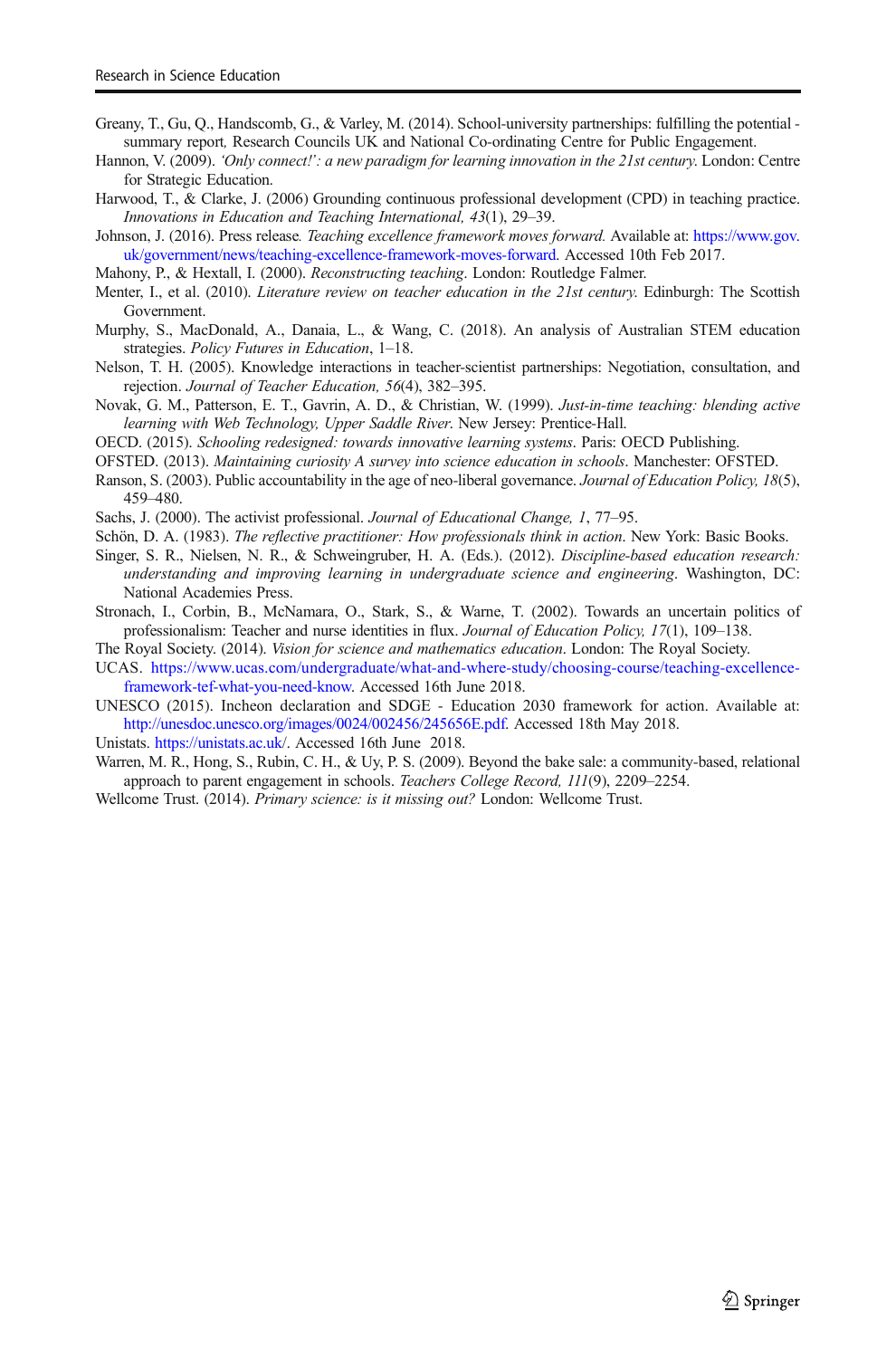Greany, T., Gu, Q., Handscomb, G., & Varley, M. (2014). School-university partnerships: fulfilling the potential - summary report, Research Councils UK and National Co-ordinating Centre for Public Engagement.

Hannon, V. (2009). *'Only connect!': a new paradigm for learning innovation in the 21st century*. London: Centre for Strategic Education.

Harwood, T., & Clarke, J. (2006) Grounding continuous professional development (CPD) in teaching practice. *Innovations in Education and Teaching International, 43*(1), 29–39.

Johnson, J. (2016). Press release*. Teaching excellence framework moves forward.* Available at: https://www.gov.uk/government/news/teaching-excellence-framework-moves-forward. Accessed 10th Feb 2017.

Mahony, P., & Hextall, I. (2000). *Reconstructing teaching*. London: Routledge Falmer.

Menter, I., et al. (2010). *Literature review on teacher education in the 21st century.* Edinburgh: The Scottish Government.

Murphy, S., MacDonald, A., Danaia, L., & Wang, C. (2018). An analysis of Australian STEM education strategies. *Policy Futures in Education*, 1–18.

Nelson, T. H. (2005). Knowledge interactions in teacher-scientist partnerships: Negotiation, consultation, and rejection. *Journal of Teacher Education, 56*(4), 382–395.

Novak, G. M., Patterson, E. T., Gavrin, A. D., & Christian, W. (1999). *Just-in-time teaching: blending active learning with Web Technology, Upper Saddle River*. New Jersey: Prentice-Hall.

OECD. (2015). *Schooling redesigned: towards innovative learning systems*. Paris: OECD Publishing.

OFSTED. (2013). *Maintaining curiosity A survey into science education in schools*. Manchester: OFSTED.

Ranson, S. (2003). Public accountability in the age of neo-liberal governance. *Journal of Education Policy, 18*(5), 459–480.

Sachs, J. (2000). The activist professional. *Journal of Educational Change, 1*, 77–95.

Schön, D. A. (1983). *The reflective practitioner: How professionals think in action*. New York: Basic Books.

Singer, S. R., Nielsen, N. R., & Schweingruber, H. A. (Eds.). (2012). *Discipline-based education research: understanding and improving learning in undergraduate science and engineering*. Washington, DC: National Academies Press.

Stronach, I., Corbin, B., McNamara, O., Stark, S., & Warne, T. (2002). Towards an uncertain politics of professionalism: Teacher and nurse identities in flux. *Journal of Education Policy, 17*(1), 109–138.

The Royal Society. (2014). *Vision for science and mathematics education*. London: The Royal Society.

UCAS. https://www.ucas.com/undergraduate/what-and-where-study/choosing-course/teaching-excellence-framework-tef-what-you-need-know. Accessed 16th June 2018.

UNESCO (2015). Incheon declaration and SDGE - Education 2030 framework for action. Available at: http://unesdoc.unesco.org/images/0024/002456/245656E.pdf. Accessed 18th May 2018.

Unistats. https://unistats.ac.uk/. Accessed 16th June 2018.

Warren, M. R., Hong, S., Rubin, C. H., & Uy, P. S. (2009). Beyond the bake sale: a community-based, relational approach to parent engagement in schools. *Teachers College Record, 111*(9), 2209–2254.

Wellcome Trust. (2014). *Primary science: is it missing out?* London: Wellcome Trust.